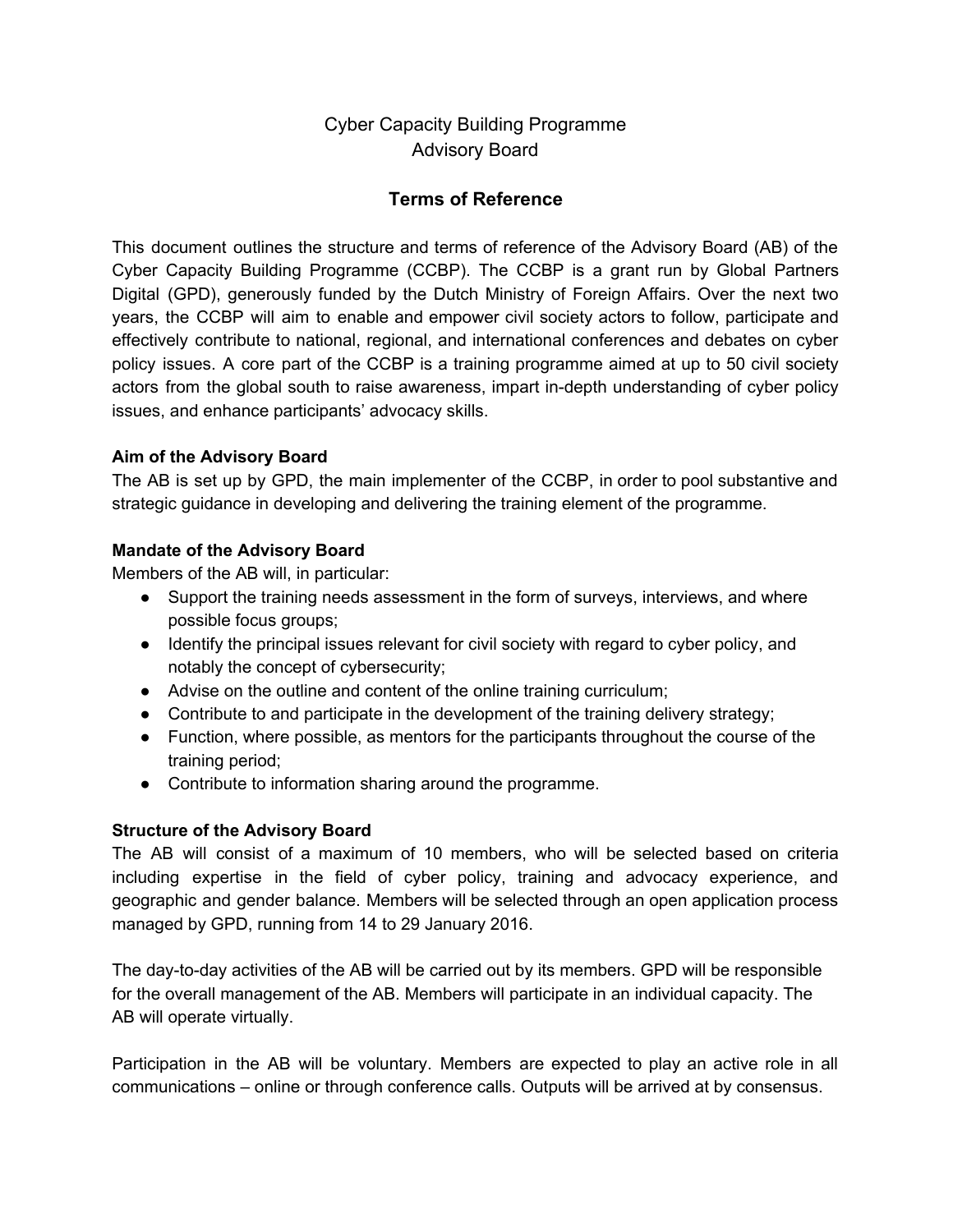# Cyber Capacity Building Programme
# Advisory Board

## Terms of Reference

This document outlines the structure and terms of reference of the Advisory Board (AB) of the Cyber Capacity Building Programme (CCBP). The CCBP is a grant run by Global Partners Digital (GPD), generously funded by the Dutch Ministry of Foreign Affairs. Over the next two years, the CCBP will aim to enable and empower civil society actors to follow, participate and effectively contribute to national, regional, and international conferences and debates on cyber policy issues. A core part of the CCBP is a training programme aimed at up to 50 civil society actors from the global south to raise awareness, impart in-depth understanding of cyber policy issues, and enhance participants' advocacy skills.

**Aim of the Advisory Board**

The AB is set up by GPD, the main implementer of the CCBP, in order to pool substantive and strategic guidance in developing and delivering the training element of the programme.

**Mandate of the Advisory Board**

Members of the AB will, in particular:

- Support the training needs assessment in the form of surveys, interviews, and where possible focus groups;
- Identify the principal issues relevant for civil society with regard to cyber policy, and notably the concept of cybersecurity;
- Advise on the outline and content of the online training curriculum;
- Contribute to and participate in the development of the training delivery strategy;
- Function, where possible, as mentors for the participants throughout the course of the training period;
- Contribute to information sharing around the programme.

**Structure of the Advisory Board**

The AB will consist of a maximum of 10 members, who will be selected based on criteria including expertise in the field of cyber policy, training and advocacy experience, and geographic and gender balance. Members will be selected through an open application process managed by GPD, running from 14 to 29 January 2016.

The day-to-day activities of the AB will be carried out by its members. GPD will be responsible for the overall management of the AB. Members will participate in an individual capacity. The AB will operate virtually.

Participation in the AB will be voluntary. Members are expected to play an active role in all communications – online or through conference calls. Outputs will be arrived at by consensus.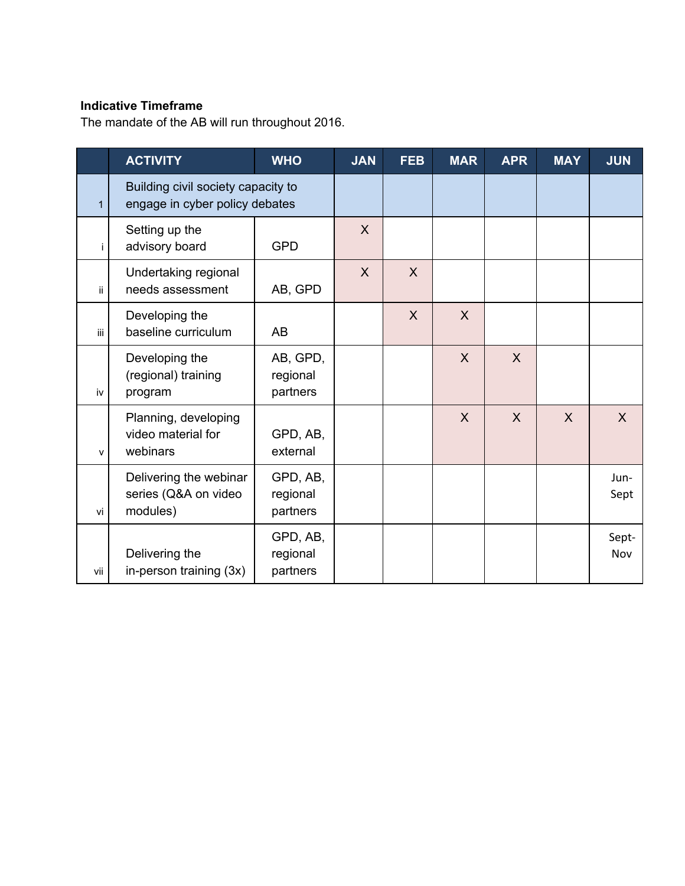**Indicative Timeframe**

The mandate of the AB will run throughout 2016.

| | ACTIVITY | WHO | JAN | FEB | MAR | APR | MAY | JUN |
|---|---|---|---|---|---|---|---|---|
| 1 | Building civil society capacity to engage in cyber policy debates | | | | | | | |
| i | Setting up the advisory board | GPD | X | | | | | |
| ii | Undertaking regional needs assessment | AB, GPD | X | X | | | | |
| iii | Developing the baseline curriculum | AB | | X | X | | | |
| iv | Developing the (regional) training program | AB, GPD, regional partners | | | X | X | | |
| v | Planning, developing video material for webinars | GPD, AB, external | | | X | X | X | X |
| vi | Delivering the webinar series (Q&A on video modules) | GPD, AB, regional partners | | | | | | Jun-Sept |
| vii | Delivering the in-person training (3x) | GPD, AB, regional partners | | | | | | Sept-Nov |